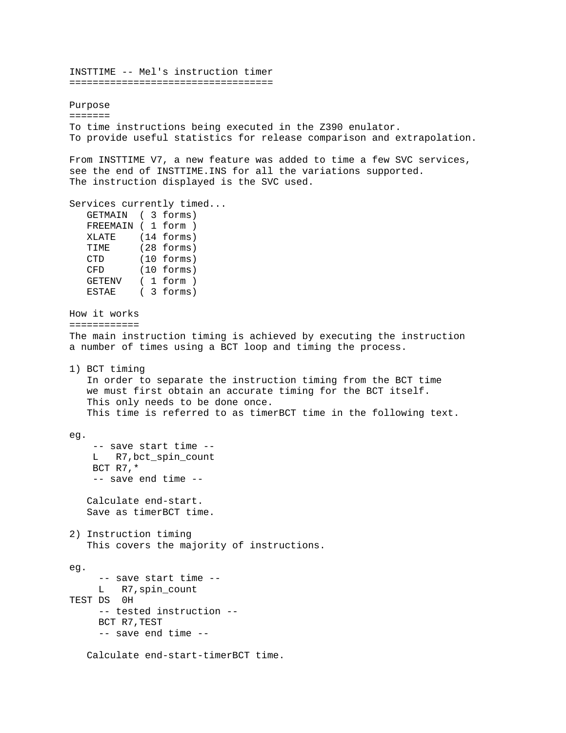# INSTTIME -- Mel's instruction timer

## Purpose

To time instructions being executed in the Z390 enulator.
To provide useful statistics for release comparison and extrapolation.

From INSTTIME V7, a new feature was added to time a few SVC services, see the end of INSTTIME.INS for all the variations supported.
The instruction displayed is the SVC used.

Services currently timed...

```
   GETMAIN  ( 3 forms)
   FREEMAIN ( 1 form )
   XLATE    (14 forms)
   TIME     (28 forms)
   CTD      (10 forms)
   CFD      (10 forms)
   GETENV   ( 1 form )
   ESTAE    ( 3 forms)
```

## How it works

The main instruction timing is achieved by executing the instruction a number of times using a BCT loop and timing the process.

1) BCT timing
   In order to separate the instruction timing from the BCT time we must first obtain an accurate timing for the BCT itself.
   This only needs to be done once.
   This time is referred to as timerBCT time in the following text.

eg.

```
    -- save start time --
    L   R7,bct_spin_count
    BCT R7,*
    -- save end time --
```

   Calculate end-start.
   Save as timerBCT time.

2) Instruction timing
   This covers the majority of instructions.

eg.

```
     -- save start time --
     L   R7,spin_count
TEST DS  0H
     -- tested instruction --
     BCT R7,TEST
     -- save end time --
```

   Calculate end-start-timerBCT time.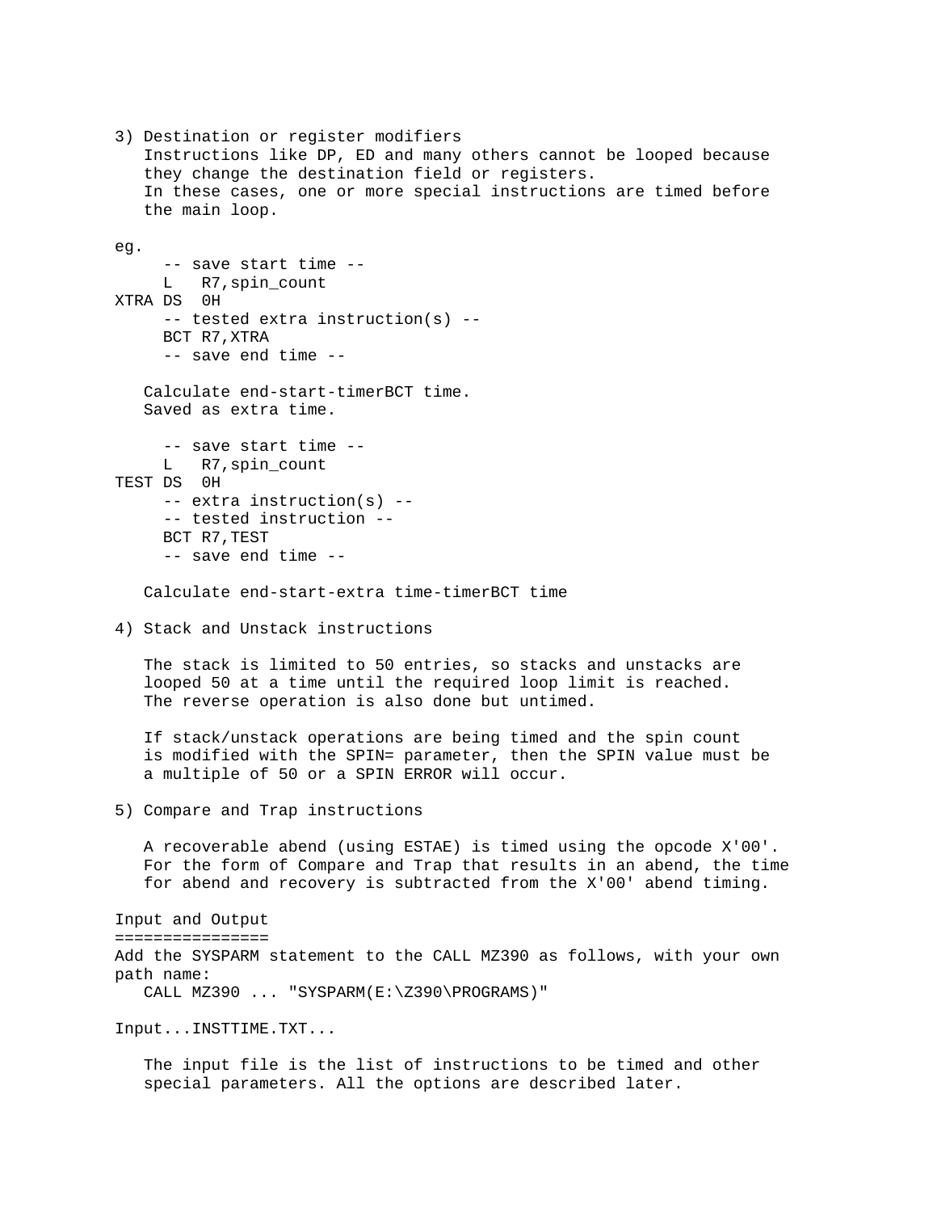3) Destination or register modifiers
   Instructions like DP, ED and many others cannot be looped because
   they change the destination field or registers.
   In these cases, one or more special instructions are timed before
   the main loop.

eg.

```
     -- save start time --
     L   R7,spin_count
XTRA DS  0H
     -- tested extra instruction(s) --
     BCT R7,XTRA
     -- save end time --
```

   Calculate end-start-timerBCT time.
   Saved as extra time.

```
     -- save start time --
     L   R7,spin_count
TEST DS  0H
     -- extra instruction(s) --
     -- tested instruction --
     BCT R7,TEST
     -- save end time --
```

   Calculate end-start-extra time-timerBCT time

4) Stack and Unstack instructions

   The stack is limited to 50 entries, so stacks and unstacks are
   looped 50 at a time until the required loop limit is reached.
   The reverse operation is also done but untimed.

   If stack/unstack operations are being timed and the spin count
   is modified with the SPIN= parameter, then the SPIN value must be
   a multiple of 50 or a SPIN ERROR will occur.

5) Compare and Trap instructions

   A recoverable abend (using ESTAE) is timed using the opcode X'00'.
   For the form of Compare and Trap that results in an abend, the time
   for abend and recovery is subtracted from the X'00' abend timing.

## Input and Output

Add the SYSPARM statement to the CALL MZ390 as follows, with your own
path name:

```
   CALL MZ390 ... "SYSPARM(E:\Z390\PROGRAMS)"
```

Input...INSTTIME.TXT...

   The input file is the list of instructions to be timed and other
   special parameters. All the options are described later.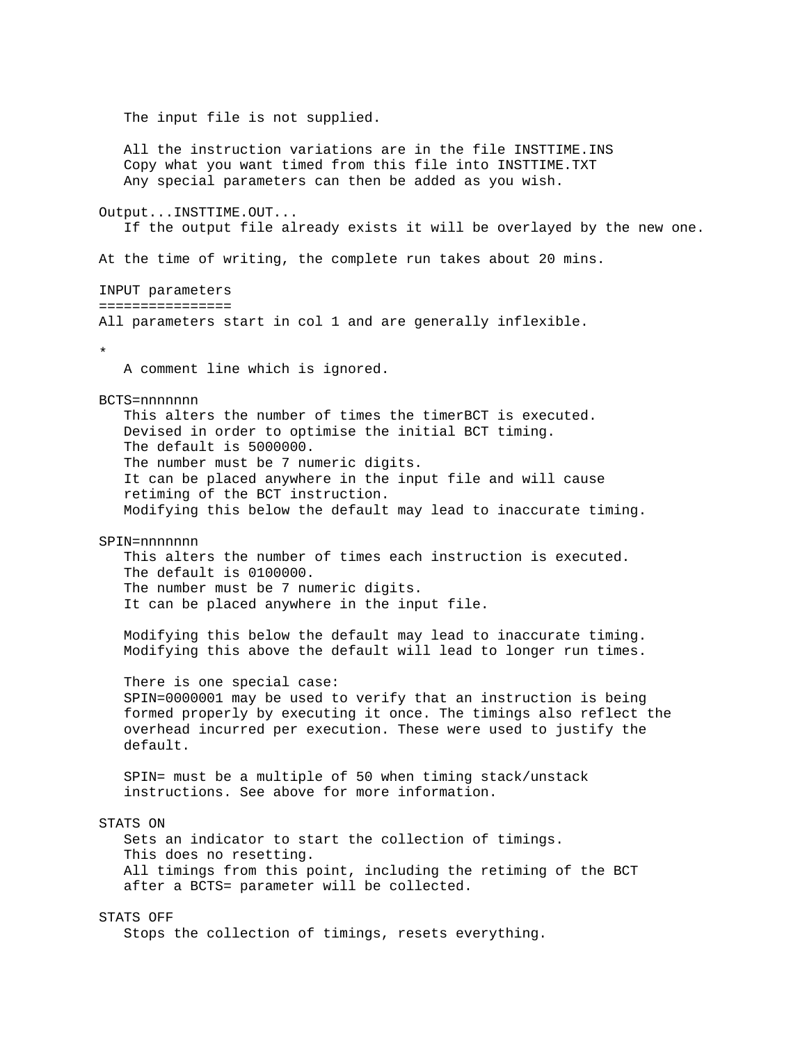The input file is not supplied.

All the instruction variations are in the file INSTTIME.INS
Copy what you want timed from this file into INSTTIME.TXT
Any special parameters can then be added as you wish.

Output...INSTTIME.OUT...
If the output file already exists it will be overlayed by the new one.

At the time of writing, the complete run takes about 20 mins.

## INPUT parameters

All parameters start in col 1 and are generally inflexible.

\*
A comment line which is ignored.

BCTS=nnnnnnn
This alters the number of times the timerBCT is executed.
Devised in order to optimise the initial BCT timing.
The default is 5000000.
The number must be 7 numeric digits.
It can be placed anywhere in the input file and will cause
retiming of the BCT instruction.
Modifying this below the default may lead to inaccurate timing.

SPIN=nnnnnnn
This alters the number of times each instruction is executed.
The default is 0100000.
The number must be 7 numeric digits.
It can be placed anywhere in the input file.

Modifying this below the default may lead to inaccurate timing.
Modifying this above the default will lead to longer run times.

There is one special case:
SPIN=0000001 may be used to verify that an instruction is being
formed properly by executing it once. The timings also reflect the
overhead incurred per execution. These were used to justify the
default.

SPIN= must be a multiple of 50 when timing stack/unstack
instructions. See above for more information.

STATS ON
Sets an indicator to start the collection of timings.
This does no resetting.
All timings from this point, including the retiming of the BCT
after a BCTS= parameter will be collected.

STATS OFF
Stops the collection of timings, resets everything.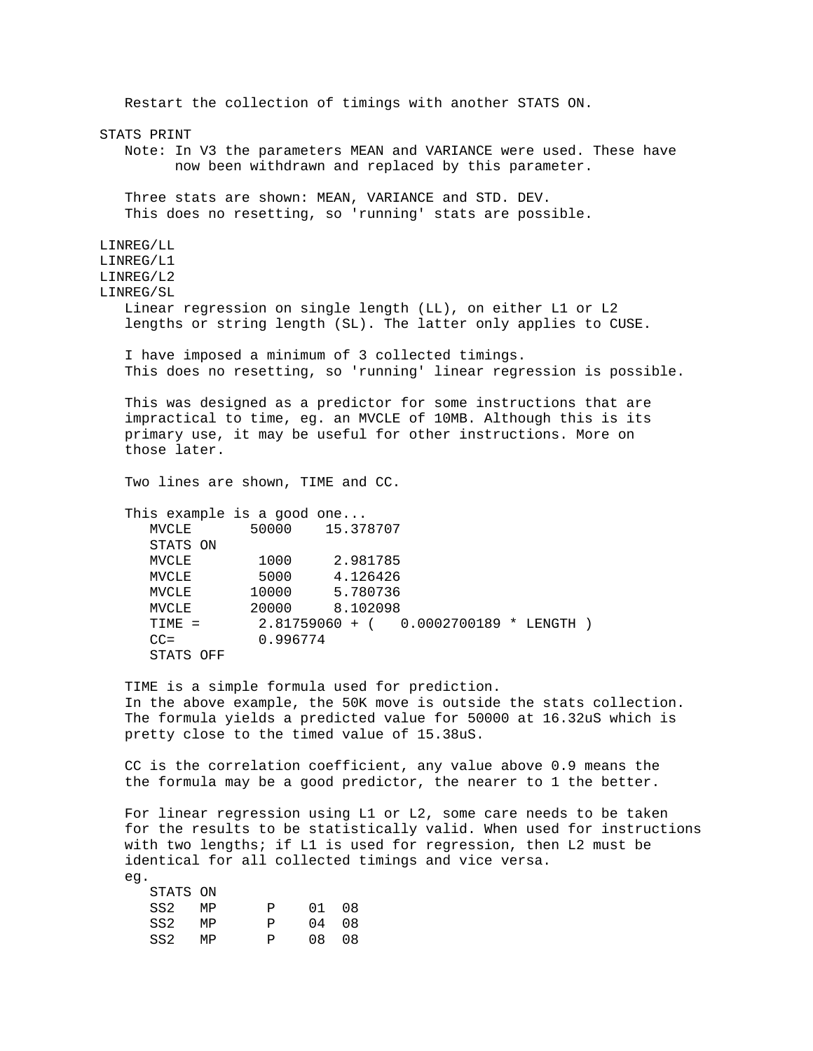Restart the collection of timings with another STATS ON.

STATS PRINT

Note: In V3 the parameters MEAN and VARIANCE were used. These have now been withdrawn and replaced by this parameter.

Three stats are shown: MEAN, VARIANCE and STD. DEV.
This does no resetting, so 'running' stats are possible.

LINREG/LL
LINREG/L1
LINREG/L2
LINREG/SL

Linear regression on single length (LL), on either L1 or L2 lengths or string length (SL). The latter only applies to CUSE.

I have imposed a minimum of 3 collected timings.
This does no resetting, so 'running' linear regression is possible.

This was designed as a predictor for some instructions that are impractical to time, eg. an MVCLE of 10MB. Although this is its primary use, it may be useful for other instructions. More on those later.

Two lines are shown, TIME and CC.

This example is a good one...

```
MVCLE       50000    15.378707
STATS ON
MVCLE        1000     2.981785
MVCLE        5000     4.126426
MVCLE       10000     5.780736
MVCLE       20000     8.102098
TIME =       2.81759060 + (   0.0002700189 * LENGTH )
CC=          0.996774
STATS OFF
```

TIME is a simple formula used for prediction.
In the above example, the 50K move is outside the stats collection.
The formula yields a predicted value for 50000 at 16.32uS which is pretty close to the timed value of 15.38uS.

CC is the correlation coefficient, any value above 0.9 means the the formula may be a good predictor, the nearer to 1 the better.

For linear regression using L1 or L2, some care needs to be taken for the results to be statistically valid. When used for instructions with two lengths; if L1 is used for regression, then L2 must be identical for all collected timings and vice versa.
eg.

```
STATS ON
SS2   MP      P    01  08
SS2   MP      P    04  08
SS2   MP      P    08  08
```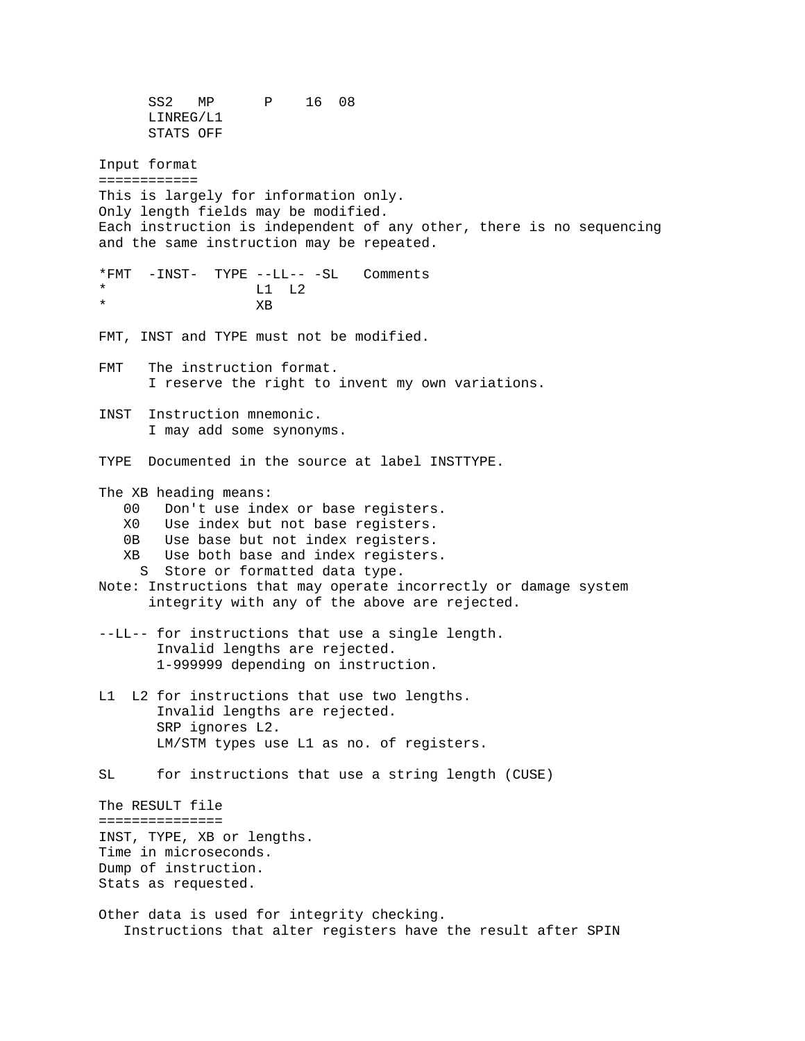```
      SS2   MP      P    16  08
      LINREG/L1
      STATS OFF
```

## Input format

This is largely for information only.
Only length fields may be modified.
Each instruction is independent of any other, there is no sequencing
and the same instruction may be repeated.

```
*FMT  -INST-  TYPE --LL-- -SL   Comments
*                  L1  L2
*                  XB
```

FMT, INST and TYPE must not be modified.

```
FMT   The instruction format.
      I reserve the right to invent my own variations.

INST  Instruction mnemonic.
      I may add some synonyms.

TYPE  Documented in the source at label INSTTYPE.
```

The XB heading means:

```
   00   Don't use index or base registers.
   X0   Use index but not base registers.
   0B   Use base but not index registers.
   XB   Use both base and index registers.
     S  Store or formatted data type.
Note: Instructions that may operate incorrectly or damage system
      integrity with any of the above are rejected.

--LL-- for instructions that use a single length.
       Invalid lengths are rejected.
       1-999999 depending on instruction.

L1  L2 for instructions that use two lengths.
       Invalid lengths are rejected.
       SRP ignores L2.
       LM/STM types use L1 as no. of registers.

SL     for instructions that use a string length (CUSE)
```

## The RESULT file

INST, TYPE, XB or lengths.
Time in microseconds.
Dump of instruction.
Stats as requested.

Other data is used for integrity checking.
   Instructions that alter registers have the result after SPIN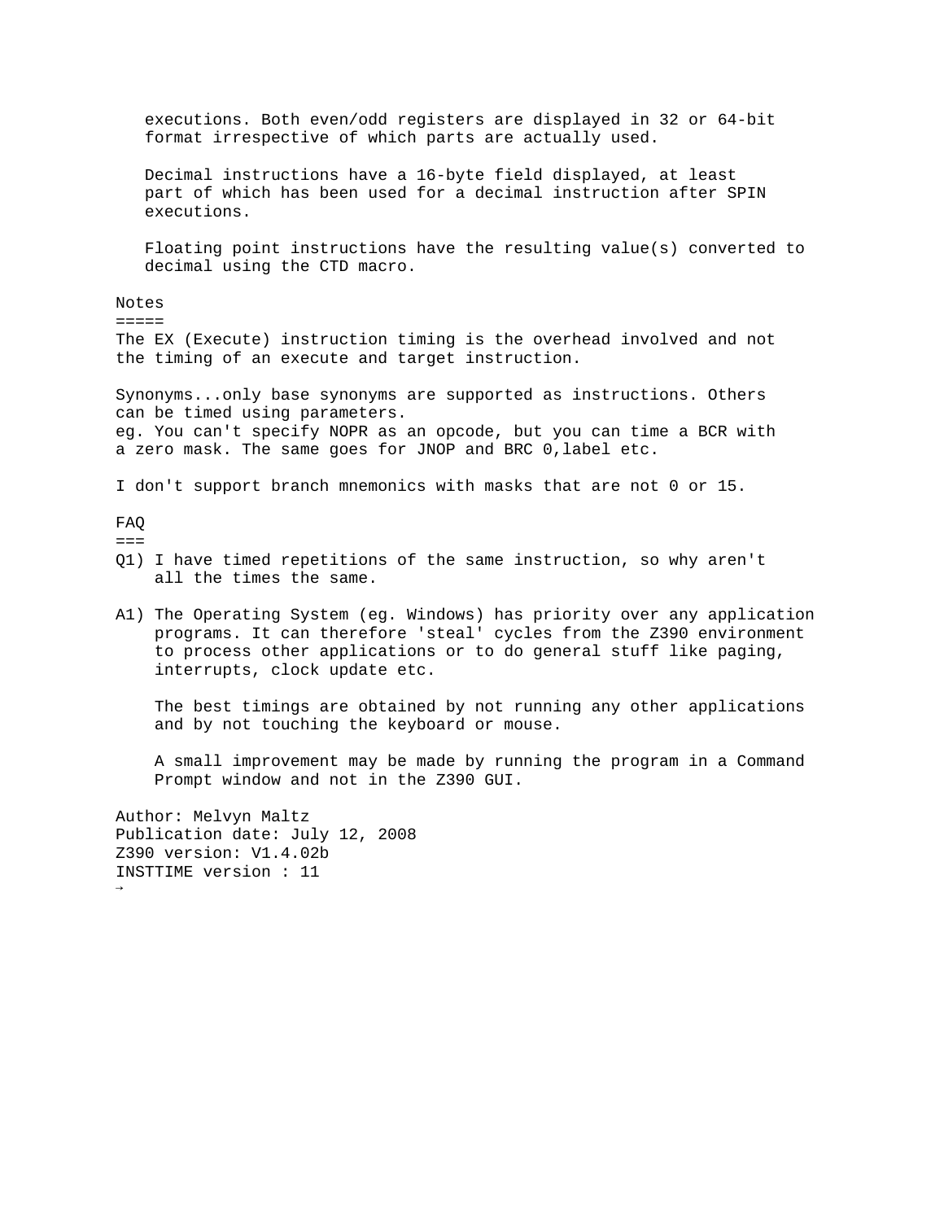executions. Both even/odd registers are displayed in 32 or 64-bit format irrespective of which parts are actually used.

Decimal instructions have a 16-byte field displayed, at least part of which has been used for a decimal instruction after SPIN executions.

Floating point instructions have the resulting value(s) converted to decimal using the CTD macro.

## Notes

The EX (Execute) instruction timing is the overhead involved and not the timing of an execute and target instruction.

Synonyms...only base synonyms are supported as instructions. Others can be timed using parameters.
eg. You can't specify NOPR as an opcode, but you can time a BCR with a zero mask. The same goes for JNOP and BRC 0,label etc.

I don't support branch mnemonics with masks that are not 0 or 15.

## FAQ

Q1) I have timed repetitions of the same instruction, so why aren't all the times the same.

A1) The Operating System (eg. Windows) has priority over any application programs. It can therefore 'steal' cycles from the Z390 environment to process other applications or to do general stuff like paging, interrupts, clock update etc.

The best timings are obtained by not running any other applications and by not touching the keyboard or mouse.

A small improvement may be made by running the program in a Command Prompt window and not in the Z390 GUI.

Author: Melvyn Maltz
Publication date: July 12, 2008
Z390 version: V1.4.02b
INSTTIME version : 11